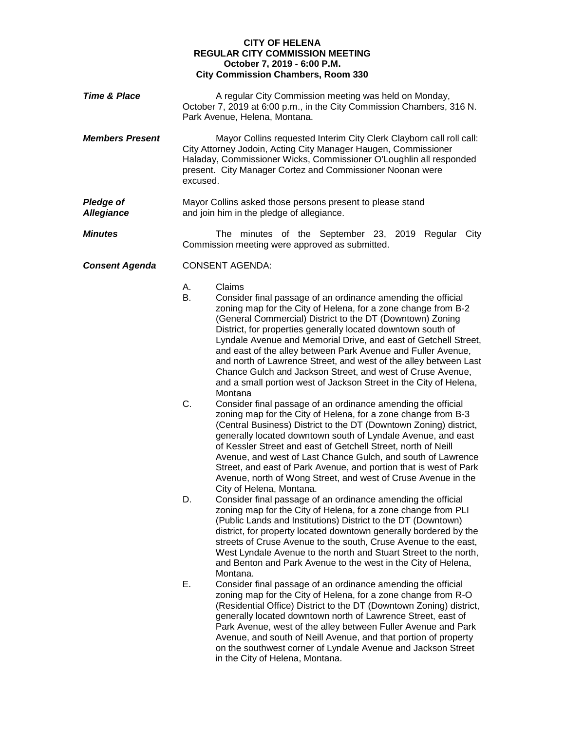**CITY OF HELENA**
**REGULAR CITY COMMISSION MEETING**
**October 7, 2019 - 6:00 P.M.**
**City Commission Chambers, Room 330**

***Time & Place***

A regular City Commission meeting was held on Monday, October 7, 2019 at 6:00 p.m., in the City Commission Chambers, 316 N. Park Avenue, Helena, Montana.

***Members Present***

Mayor Collins requested Interim City Clerk Clayborn call roll call: City Attorney Jodoin, Acting City Manager Haugen, Commissioner Haladay, Commissioner Wicks, Commissioner O'Loughlin all responded present. City Manager Cortez and Commissioner Noonan were excused.

***Pledge of Allegiance***

Mayor Collins asked those persons present to please stand and join him in the pledge of allegiance.

***Minutes***

The minutes of the September 23, 2019 Regular City Commission meeting were approved as submitted.

***Consent Agenda***

CONSENT AGENDA:

A. Claims

B. Consider final passage of an ordinance amending the official zoning map for the City of Helena, for a zone change from B-2 (General Commercial) District to the DT (Downtown) Zoning District, for properties generally located downtown south of Lyndale Avenue and Memorial Drive, and east of Getchell Street, and east of the alley between Park Avenue and Fuller Avenue, and north of Lawrence Street, and west of the alley between Last Chance Gulch and Jackson Street, and west of Cruse Avenue, and a small portion west of Jackson Street in the City of Helena, Montana

C. Consider final passage of an ordinance amending the official zoning map for the City of Helena, for a zone change from B-3 (Central Business) District to the DT (Downtown Zoning) district, generally located downtown south of Lyndale Avenue, and east of Kessler Street and east of Getchell Street, north of Neill Avenue, and west of Last Chance Gulch, and south of Lawrence Street, and east of Park Avenue, and portion that is west of Park Avenue, north of Wong Street, and west of Cruse Avenue in the City of Helena, Montana.

D. Consider final passage of an ordinance amending the official zoning map for the City of Helena, for a zone change from PLI (Public Lands and Institutions) District to the DT (Downtown) district, for property located downtown generally bordered by the streets of Cruse Avenue to the south, Cruse Avenue to the east, West Lyndale Avenue to the north and Stuart Street to the north, and Benton and Park Avenue to the west in the City of Helena, Montana.

E. Consider final passage of an ordinance amending the official zoning map for the City of Helena, for a zone change from R-O (Residential Office) District to the DT (Downtown Zoning) district, generally located downtown north of Lawrence Street, east of Park Avenue, west of the alley between Fuller Avenue and Park Avenue, and south of Neill Avenue, and that portion of property on the southwest corner of Lyndale Avenue and Jackson Street in the City of Helena, Montana.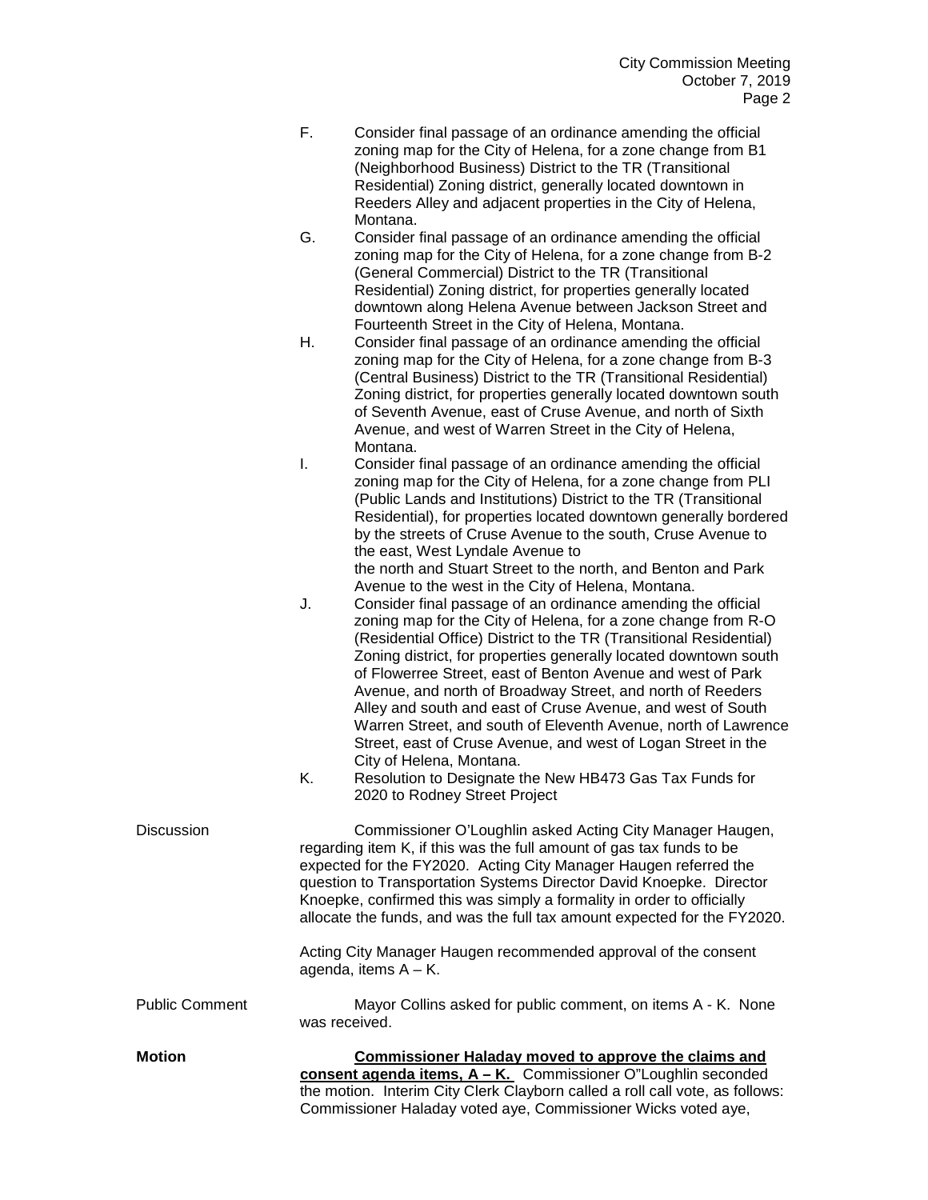F. Consider final passage of an ordinance amending the official zoning map for the City of Helena, for a zone change from B1 (Neighborhood Business) District to the TR (Transitional Residential) Zoning district, generally located downtown in Reeders Alley and adjacent properties in the City of Helena, Montana.

G. Consider final passage of an ordinance amending the official zoning map for the City of Helena, for a zone change from B-2 (General Commercial) District to the TR (Transitional Residential) Zoning district, for properties generally located downtown along Helena Avenue between Jackson Street and Fourteenth Street in the City of Helena, Montana.

H. Consider final passage of an ordinance amending the official zoning map for the City of Helena, for a zone change from B-3 (Central Business) District to the TR (Transitional Residential) Zoning district, for properties generally located downtown south of Seventh Avenue, east of Cruse Avenue, and north of Sixth Avenue, and west of Warren Street in the City of Helena, Montana.

I. Consider final passage of an ordinance amending the official zoning map for the City of Helena, for a zone change from PLI (Public Lands and Institutions) District to the TR (Transitional Residential), for properties located downtown generally bordered by the streets of Cruse Avenue to the south, Cruse Avenue to the east, West Lyndale Avenue to the north and Stuart Street to the north, and Benton and Park Avenue to the west in the City of Helena, Montana.

J. Consider final passage of an ordinance amending the official zoning map for the City of Helena, for a zone change from R-O (Residential Office) District to the TR (Transitional Residential) Zoning district, for properties generally located downtown south of Flowerree Street, east of Benton Avenue and west of Park Avenue, and north of Broadway Street, and north of Reeders Alley and south and east of Cruse Avenue, and west of South Warren Street, and south of Eleventh Avenue, north of Lawrence Street, east of Cruse Avenue, and west of Logan Street in the City of Helena, Montana.

K. Resolution to Designate the New HB473 Gas Tax Funds for 2020 to Rodney Street Project

Discussion

Commissioner O'Loughlin asked Acting City Manager Haugen, regarding item K, if this was the full amount of gas tax funds to be expected for the FY2020. Acting City Manager Haugen referred the question to Transportation Systems Director David Knoepke. Director Knoepke, confirmed this was simply a formality in order to officially allocate the funds, and was the full tax amount expected for the FY2020.

Acting City Manager Haugen recommended approval of the consent agenda, items A – K.

Public Comment

Mayor Collins asked for public comment, on items A - K. None was received.

**Motion**

**<u>Commissioner Haladay moved to approve the claims and consent agenda items, A – K.</u>** Commissioner O"Loughlin seconded the motion. Interim City Clerk Clayborn called a roll call vote, as follows: Commissioner Haladay voted aye, Commissioner Wicks voted aye,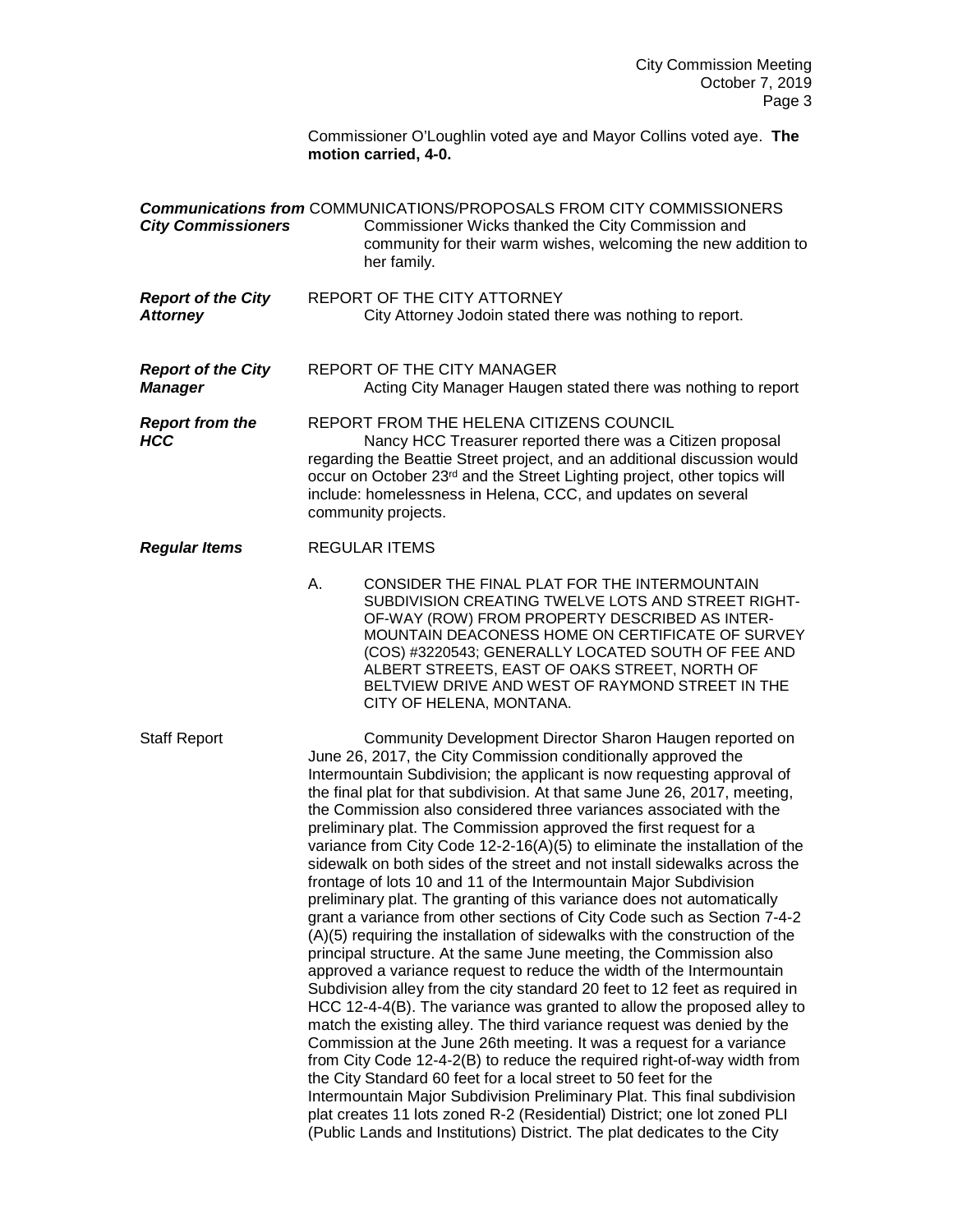Commissioner O'Loughlin voted aye and Mayor Collins voted aye. **The motion carried, 4-0.**

***Communications from City Commissioners*** COMMUNICATIONS/PROPOSALS FROM CITY COMMISSIONERS

Commissioner Wicks thanked the City Commission and community for their warm wishes, welcoming the new addition to her family.

***Report of the City Attorney*** REPORT OF THE CITY ATTORNEY

City Attorney Jodoin stated there was nothing to report.

***Report of the City Manager*** REPORT OF THE CITY MANAGER

Acting City Manager Haugen stated there was nothing to report

***Report from the HCC*** REPORT FROM THE HELENA CITIZENS COUNCIL

Nancy HCC Treasurer reported there was a Citizen proposal regarding the Beattie Street project, and an additional discussion would occur on October 23rd and the Street Lighting project, other topics will include: homelessness in Helena, CCC, and updates on several community projects.

***Regular Items*** REGULAR ITEMS

A. CONSIDER THE FINAL PLAT FOR THE INTERMOUNTAIN SUBDIVISION CREATING TWELVE LOTS AND STREET RIGHT-OF-WAY (ROW) FROM PROPERTY DESCRIBED AS INTER-MOUNTAIN DEACONESS HOME ON CERTIFICATE OF SURVEY (COS) #3220543; GENERALLY LOCATED SOUTH OF FEE AND ALBERT STREETS, EAST OF OAKS STREET, NORTH OF BELTVIEW DRIVE AND WEST OF RAYMOND STREET IN THE CITY OF HELENA, MONTANA.

Staff Report

Community Development Director Sharon Haugen reported on June 26, 2017, the City Commission conditionally approved the Intermountain Subdivision; the applicant is now requesting approval of the final plat for that subdivision. At that same June 26, 2017, meeting, the Commission also considered three variances associated with the preliminary plat. The Commission approved the first request for a variance from City Code 12-2-16(A)(5) to eliminate the installation of the sidewalk on both sides of the street and not install sidewalks across the frontage of lots 10 and 11 of the Intermountain Major Subdivision preliminary plat. The granting of this variance does not automatically grant a variance from other sections of City Code such as Section 7-4-2 (A)(5) requiring the installation of sidewalks with the construction of the principal structure. At the same June meeting, the Commission also approved a variance request to reduce the width of the Intermountain Subdivision alley from the city standard 20 feet to 12 feet as required in HCC 12-4-4(B). The variance was granted to allow the proposed alley to match the existing alley. The third variance request was denied by the Commission at the June 26th meeting. It was a request for a variance from City Code 12-4-2(B) to reduce the required right-of-way width from the City Standard 60 feet for a local street to 50 feet for the Intermountain Major Subdivision Preliminary Plat. This final subdivision plat creates 11 lots zoned R-2 (Residential) District; one lot zoned PLI (Public Lands and Institutions) District. The plat dedicates to the City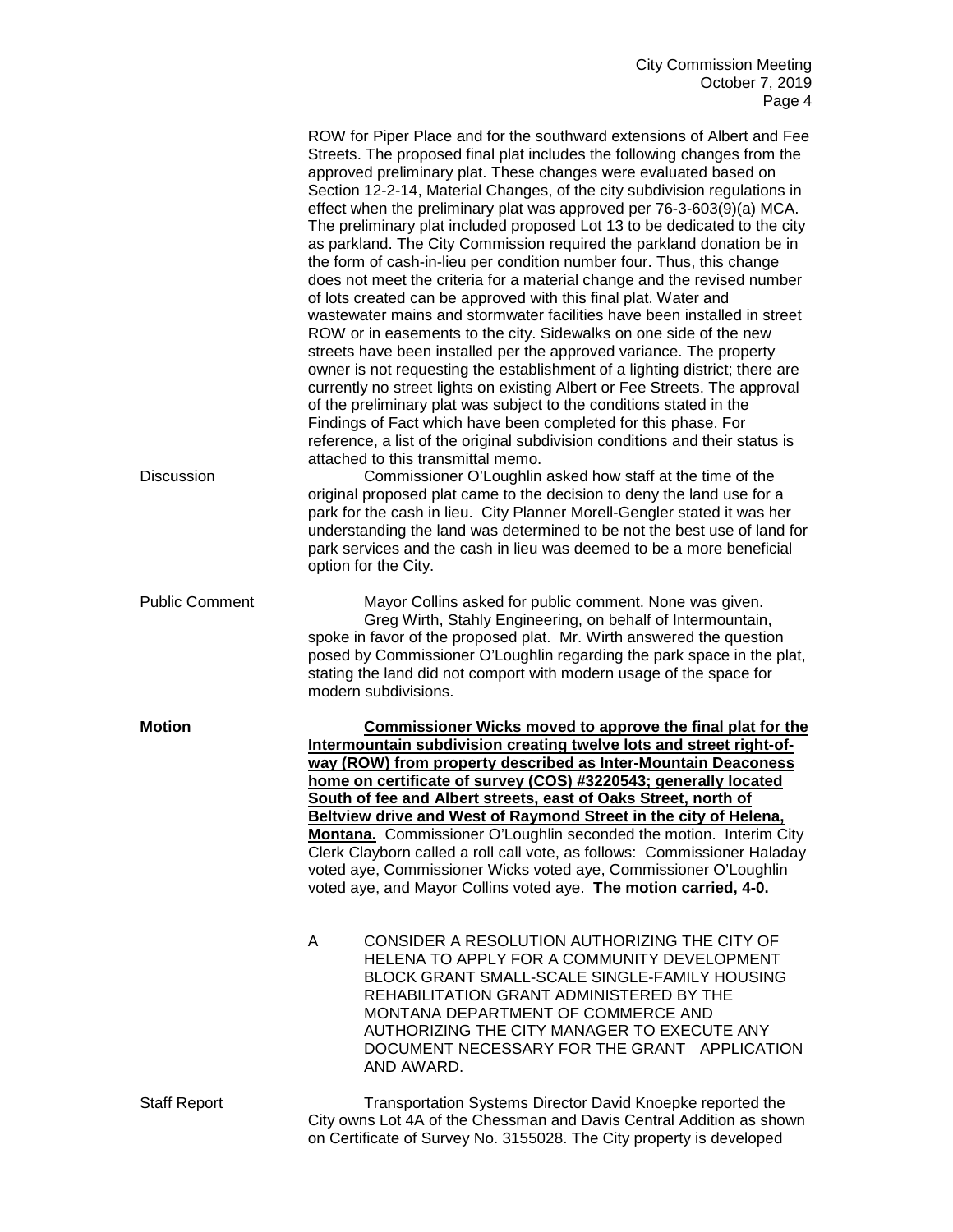ROW for Piper Place and for the southward extensions of Albert and Fee Streets. The proposed final plat includes the following changes from the approved preliminary plat. These changes were evaluated based on Section 12-2-14, Material Changes, of the city subdivision regulations in effect when the preliminary plat was approved per 76-3-603(9)(a) MCA. The preliminary plat included proposed Lot 13 to be dedicated to the city as parkland. The City Commission required the parkland donation be in the form of cash-in-lieu per condition number four. Thus, this change does not meet the criteria for a material change and the revised number of lots created can be approved with this final plat. Water and wastewater mains and stormwater facilities have been installed in street ROW or in easements to the city. Sidewalks on one side of the new streets have been installed per the approved variance. The property owner is not requesting the establishment of a lighting district; there are currently no street lights on existing Albert or Fee Streets. The approval of the preliminary plat was subject to the conditions stated in the Findings of Fact which have been completed for this phase. For reference, a list of the original subdivision conditions and their status is attached to this transmittal memo.

Discussion

Commissioner O'Loughlin asked how staff at the time of the original proposed plat came to the decision to deny the land use for a park for the cash in lieu. City Planner Morell-Gengler stated it was her understanding the land was determined to be not the best use of land for park services and the cash in lieu was deemed to be a more beneficial option for the City.

Public Comment

Mayor Collins asked for public comment. None was given.

Greg Wirth, Stahly Engineering, on behalf of Intermountain, spoke in favor of the proposed plat. Mr. Wirth answered the question posed by Commissioner O'Loughlin regarding the park space in the plat, stating the land did not comport with modern usage of the space for modern subdivisions.

**Motion**

**Commissioner Wicks moved to approve the final plat for the Intermountain subdivision creating twelve lots and street right-of-way (ROW) from property described as Inter-Mountain Deaconess home on certificate of survey (COS) #3220543; generally located South of fee and Albert streets, east of Oaks Street, north of Beltview drive and West of Raymond Street in the city of Helena, Montana.** Commissioner O'Loughlin seconded the motion. Interim City Clerk Clayborn called a roll call vote, as follows: Commissioner Haladay voted aye, Commissioner Wicks voted aye, Commissioner O'Loughlin voted aye, and Mayor Collins voted aye. **The motion carried, 4-0.**

A CONSIDER A RESOLUTION AUTHORIZING THE CITY OF HELENA TO APPLY FOR A COMMUNITY DEVELOPMENT BLOCK GRANT SMALL-SCALE SINGLE-FAMILY HOUSING REHABILITATION GRANT ADMINISTERED BY THE MONTANA DEPARTMENT OF COMMERCE AND AUTHORIZING THE CITY MANAGER TO EXECUTE ANY DOCUMENT NECESSARY FOR THE GRANT APPLICATION AND AWARD.

Staff Report

Transportation Systems Director David Knoepke reported the City owns Lot 4A of the Chessman and Davis Central Addition as shown on Certificate of Survey No. 3155028. The City property is developed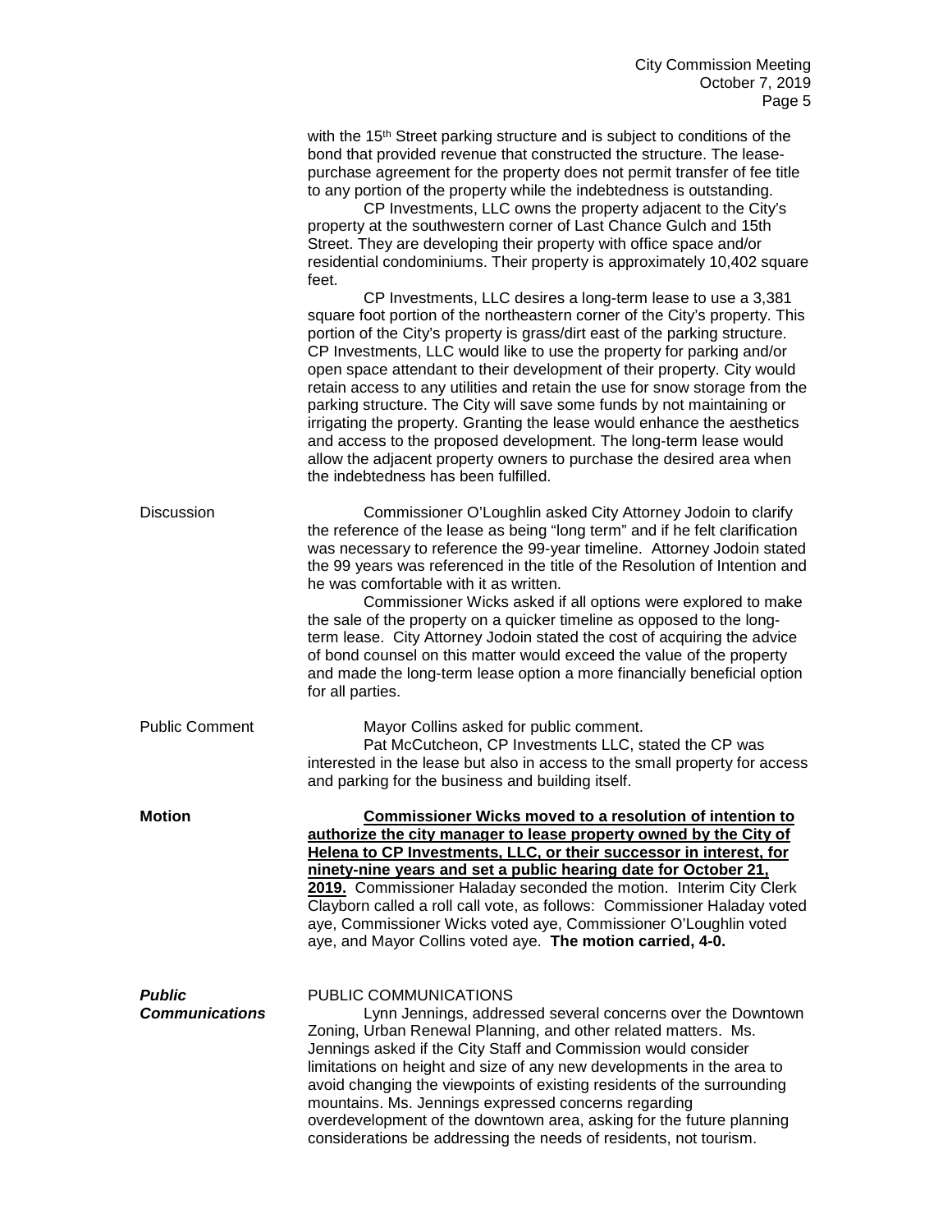with the 15th Street parking structure and is subject to conditions of the bond that provided revenue that constructed the structure. The lease-purchase agreement for the property does not permit transfer of fee title to any portion of the property while the indebtedness is outstanding.

CP Investments, LLC owns the property adjacent to the City's property at the southwestern corner of Last Chance Gulch and 15th Street. They are developing their property with office space and/or residential condominiums. Their property is approximately 10,402 square feet.

CP Investments, LLC desires a long-term lease to use a 3,381 square foot portion of the northeastern corner of the City's property. This portion of the City's property is grass/dirt east of the parking structure. CP Investments, LLC would like to use the property for parking and/or open space attendant to their development of their property. City would retain access to any utilities and retain the use for snow storage from the parking structure. The City will save some funds by not maintaining or irrigating the property. Granting the lease would enhance the aesthetics and access to the proposed development. The long-term lease would allow the adjacent property owners to purchase the desired area when the indebtedness has been fulfilled.

Discussion

Commissioner O'Loughlin asked City Attorney Jodoin to clarify the reference of the lease as being "long term" and if he felt clarification was necessary to reference the 99-year timeline. Attorney Jodoin stated the 99 years was referenced in the title of the Resolution of Intention and he was comfortable with it as written.

Commissioner Wicks asked if all options were explored to make the sale of the property on a quicker timeline as opposed to the long-term lease. City Attorney Jodoin stated the cost of acquiring the advice of bond counsel on this matter would exceed the value of the property and made the long-term lease option a more financially beneficial option for all parties.

Public Comment

Mayor Collins asked for public comment.

Pat McCutcheon, CP Investments LLC, stated the CP was interested in the lease but also in access to the small property for access and parking for the business and building itself.

**Motion**

**Commissioner Wicks moved to a resolution of intention to authorize the city manager to lease property owned by the City of Helena to CP Investments, LLC, or their successor in interest, for ninety-nine years and set a public hearing date for October 21, 2019.** Commissioner Haladay seconded the motion. Interim City Clerk Clayborn called a roll call vote, as follows: Commissioner Haladay voted aye, Commissioner Wicks voted aye, Commissioner O'Loughlin voted aye, and Mayor Collins voted aye. **The motion carried, 4-0.**

***Public Communications***

PUBLIC COMMUNICATIONS

Lynn Jennings, addressed several concerns over the Downtown Zoning, Urban Renewal Planning, and other related matters. Ms. Jennings asked if the City Staff and Commission would consider limitations on height and size of any new developments in the area to avoid changing the viewpoints of existing residents of the surrounding mountains. Ms. Jennings expressed concerns regarding overdevelopment of the downtown area, asking for the future planning considerations be addressing the needs of residents, not tourism.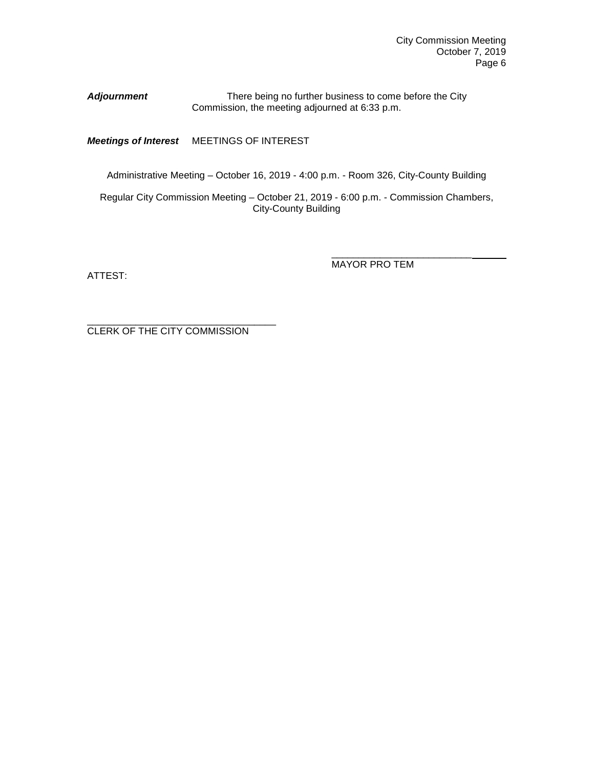***Adjournment*** There being no further business to come before the City Commission, the meeting adjourned at 6:33 p.m.

***Meetings of Interest*** MEETINGS OF INTEREST

Administrative Meeting – October 16, 2019 - 4:00 p.m. - Room 326, City-County Building

Regular City Commission Meeting – October 21, 2019 - 6:00 p.m. - Commission Chambers, City-County Building

_________________________________
MAYOR PRO TEM

ATTEST:

_________________________________
CLERK OF THE CITY COMMISSION